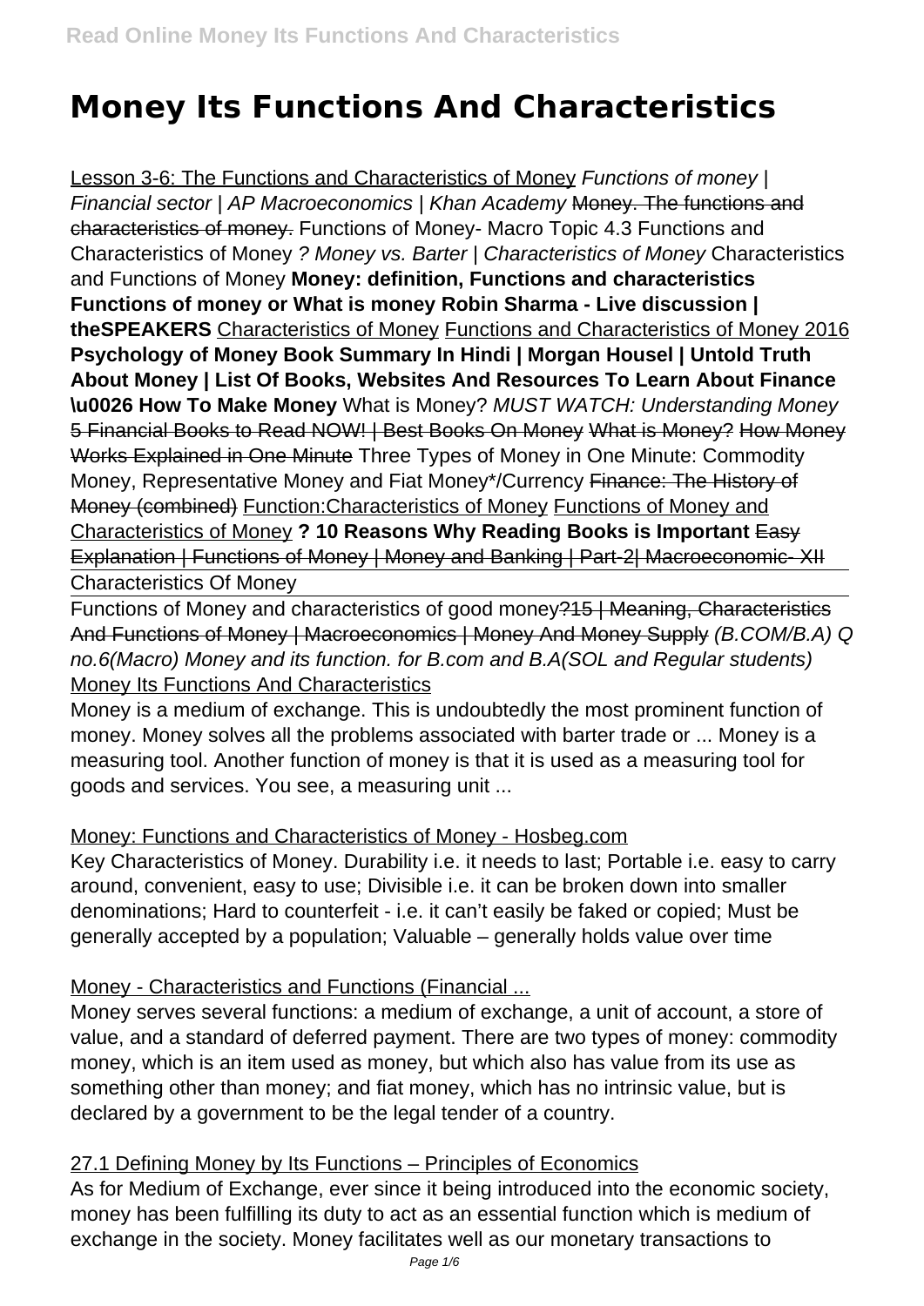# Money Its Functions And Characteristics

Lesson 3-6: The Functions and Characteristics of Money *Functions of money | Financial sector | AP Macroeconomics | Khan Academy* ~~Money. The functions and characteristics of money.~~ Functions of Money- Macro Topic 4.3 Functions and Characteristics of Money *? Money vs. Barter | Characteristics of Money* Characteristics and Functions of Money **Money: definition, Functions and characteristics Functions of money or What is money Robin Sharma - Live discussion | theSPEAKERS** Characteristics of Money Functions and Characteristics of Money 2016 **Psychology of Money Book Summary In Hindi | Morgan Housel | Untold Truth About Money | List Of Books, Websites And Resources To Learn About Finance \u0026 How To Make Money** What is Money? *MUST WATCH: Understanding Money* ~~5 Financial Books to Read NOW! | Best Books On Money~~ ~~What is Money?~~ ~~How Money Works Explained in One Minute~~ Three Types of Money in One Minute: Commodity Money, Representative Money and Fiat Money*/Currency ~~Finance: The History of Money (combined)~~ Function:Characteristics of Money Functions of Money and Characteristics of Money **? 10 Reasons Why Reading Books is Important** ~~Easy Explanation | Functions of Money | Money and Banking | Part-2| Macroeconomic- XII~~

Characteristics Of Money

Functions of Money and characteristics of good money~~?15 | Meaning, Characteristics And Functions of Money | Macroeconomics | Money And Money Supply~~ *(B.COM/B.A) Q no.6(Macro) Money and its function. for B.com and B.A(SOL and Regular students)* Money Its Functions And Characteristics

Money is a medium of exchange. This is undoubtedly the most prominent function of money. Money solves all the problems associated with barter trade or ... Money is a measuring tool. Another function of money is that it is used as a measuring tool for goods and services. You see, a measuring unit ...

Money: Functions and Characteristics of Money - Hosbeg.com

Key Characteristics of Money. Durability i.e. it needs to last; Portable i.e. easy to carry around, convenient, easy to use; Divisible i.e. it can be broken down into smaller denominations; Hard to counterfeit - i.e. it can't easily be faked or copied; Must be generally accepted by a population; Valuable – generally holds value over time

Money - Characteristics and Functions (Financial ...

Money serves several functions: a medium of exchange, a unit of account, a store of value, and a standard of deferred payment. There are two types of money: commodity money, which is an item used as money, but which also has value from its use as something other than money; and fiat money, which has no intrinsic value, but is declared by a government to be the legal tender of a country.

27.1 Defining Money by Its Functions – Principles of Economics

As for Medium of Exchange, ever since it being introduced into the economic society, money has been fulfilling its duty to act as an essential function which is medium of exchange in the society. Money facilitates well as our monetary transactions to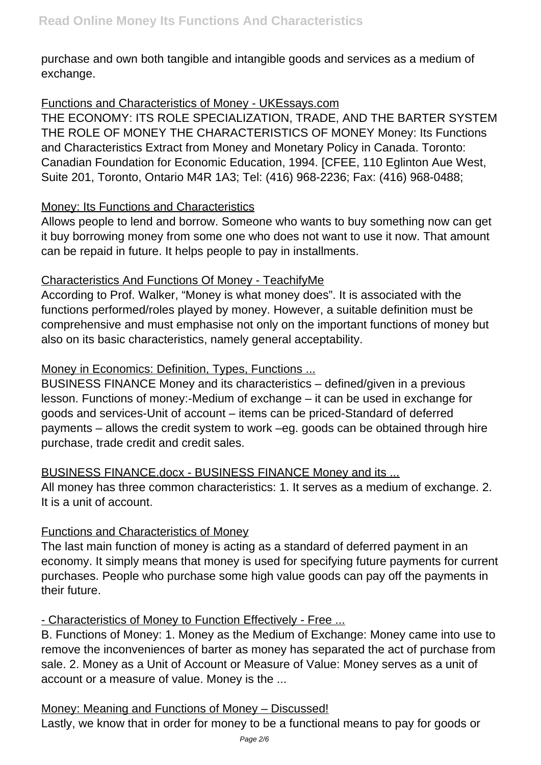purchase and own both tangible and intangible goods and services as a medium of exchange.

Functions and Characteristics of Money - UKEssays.com

THE ECONOMY: ITS ROLE SPECIALIZATION, TRADE, AND THE BARTER SYSTEM THE ROLE OF MONEY THE CHARACTERISTICS OF MONEY Money: Its Functions and Characteristics Extract from Money and Monetary Policy in Canada. Toronto: Canadian Foundation for Economic Education, 1994. [CFEE, 110 Eglinton Aue West, Suite 201, Toronto, Ontario M4R 1A3; Tel: (416) 968-2236; Fax: (416) 968-0488;

Money: Its Functions and Characteristics

Allows people to lend and borrow. Someone who wants to buy something now can get it buy borrowing money from some one who does not want to use it now. That amount can be repaid in future. It helps people to pay in installments.

Characteristics And Functions Of Money - TeachifyMe

According to Prof. Walker, "Money is what money does". It is associated with the functions performed/roles played by money. However, a suitable definition must be comprehensive and must emphasise not only on the important functions of money but also on its basic characteristics, namely general acceptability.

Money in Economics: Definition, Types, Functions ...

BUSINESS FINANCE Money and its characteristics – defined/given in a previous lesson. Functions of money:-Medium of exchange – it can be used in exchange for goods and services-Unit of account – items can be priced-Standard of deferred payments – allows the credit system to work –eg. goods can be obtained through hire purchase, trade credit and credit sales.

BUSINESS FINANCE.docx - BUSINESS FINANCE Money and its ...

All money has three common characteristics: 1. It serves as a medium of exchange. 2. It is a unit of account.

Functions and Characteristics of Money

The last main function of money is acting as a standard of deferred payment in an economy. It simply means that money is used for specifying future payments for current purchases. People who purchase some high value goods can pay off the payments in their future.

- Characteristics of Money to Function Effectively - Free ...

B. Functions of Money: 1. Money as the Medium of Exchange: Money came into use to remove the inconveniences of barter as money has separated the act of purchase from sale. 2. Money as a Unit of Account or Measure of Value: Money serves as a unit of account or a measure of value. Money is the ...

Money: Meaning and Functions of Money – Discussed!

Lastly, we know that in order for money to be a functional means to pay for goods or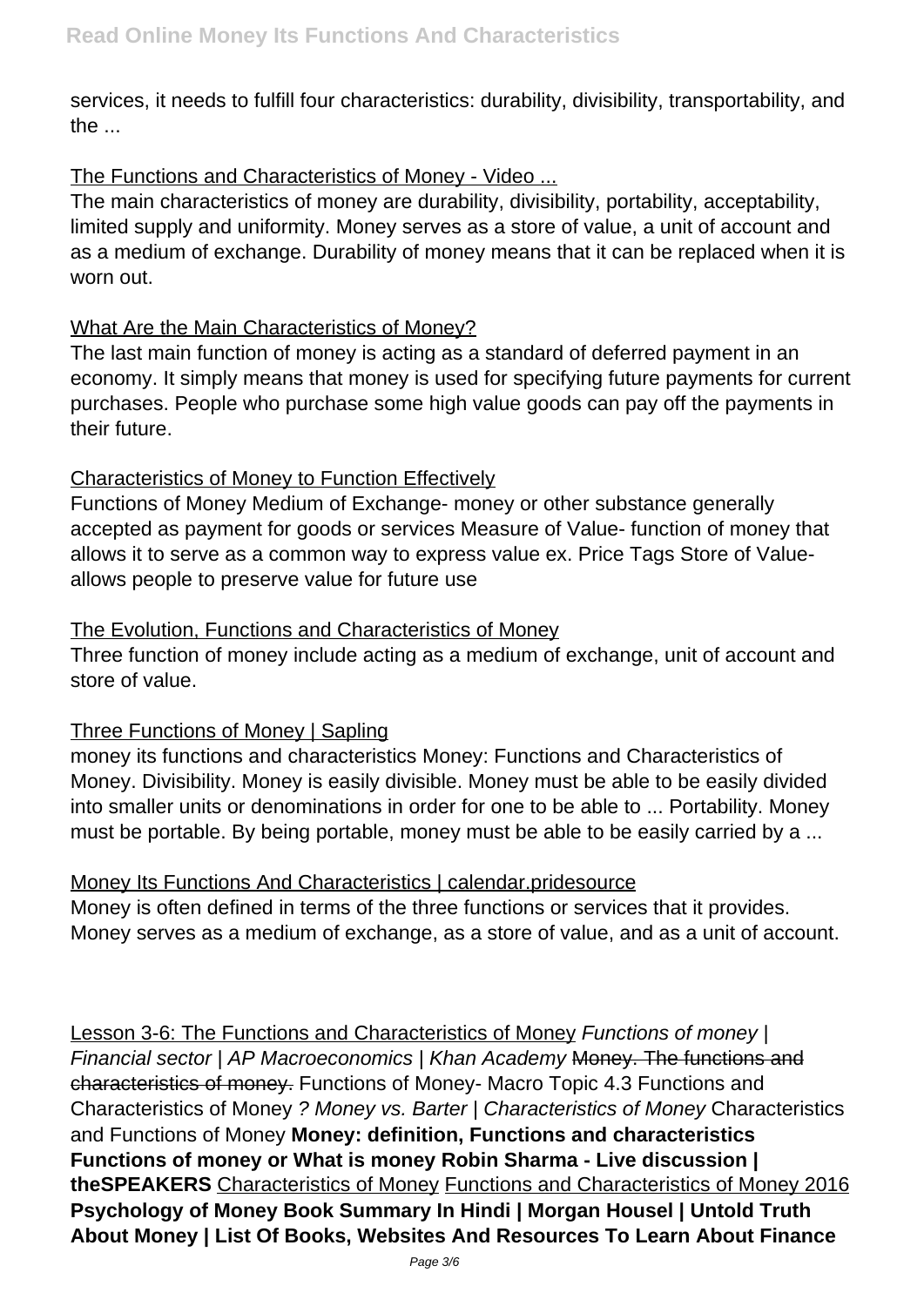services, it needs to fulfill four characteristics: durability, divisibility, transportability, and the ...

The Functions and Characteristics of Money - Video ...

The main characteristics of money are durability, divisibility, portability, acceptability, limited supply and uniformity. Money serves as a store of value, a unit of account and as a medium of exchange. Durability of money means that it can be replaced when it is worn out.

What Are the Main Characteristics of Money?

The last main function of money is acting as a standard of deferred payment in an economy. It simply means that money is used for specifying future payments for current purchases. People who purchase some high value goods can pay off the payments in their future.

Characteristics of Money to Function Effectively

Functions of Money Medium of Exchange- money or other substance generally accepted as payment for goods or services Measure of Value- function of money that allows it to serve as a common way to express value ex. Price Tags Store of Value- allows people to preserve value for future use

The Evolution, Functions and Characteristics of Money

Three function of money include acting as a medium of exchange, unit of account and store of value.

Three Functions of Money | Sapling

money its functions and characteristics Money: Functions and Characteristics of Money. Divisibility. Money is easily divisible. Money must be able to be easily divided into smaller units or denominations in order for one to be able to ... Portability. Money must be portable. By being portable, money must be able to be easily carried by a ...

Money Its Functions And Characteristics | calendar.pridesource

Money is often defined in terms of the three functions or services that it provides. Money serves as a medium of exchange, as a store of value, and as a unit of account.

Lesson 3-6: The Functions and Characteristics of Money *Functions of money | Financial sector | AP Macroeconomics | Khan Academy* ~~Money. The functions and characteristics of money.~~ Functions of Money- Macro Topic 4.3 Functions and Characteristics of Money *? Money vs. Barter | Characteristics of Money* Characteristics and Functions of Money **Money: definition, Functions and characteristics Functions of money or What is money Robin Sharma - Live discussion | theSPEAKERS** Characteristics of Money Functions and Characteristics of Money 2016 **Psychology of Money Book Summary In Hindi | Morgan Housel | Untold Truth About Money | List Of Books, Websites And Resources To Learn About Finance**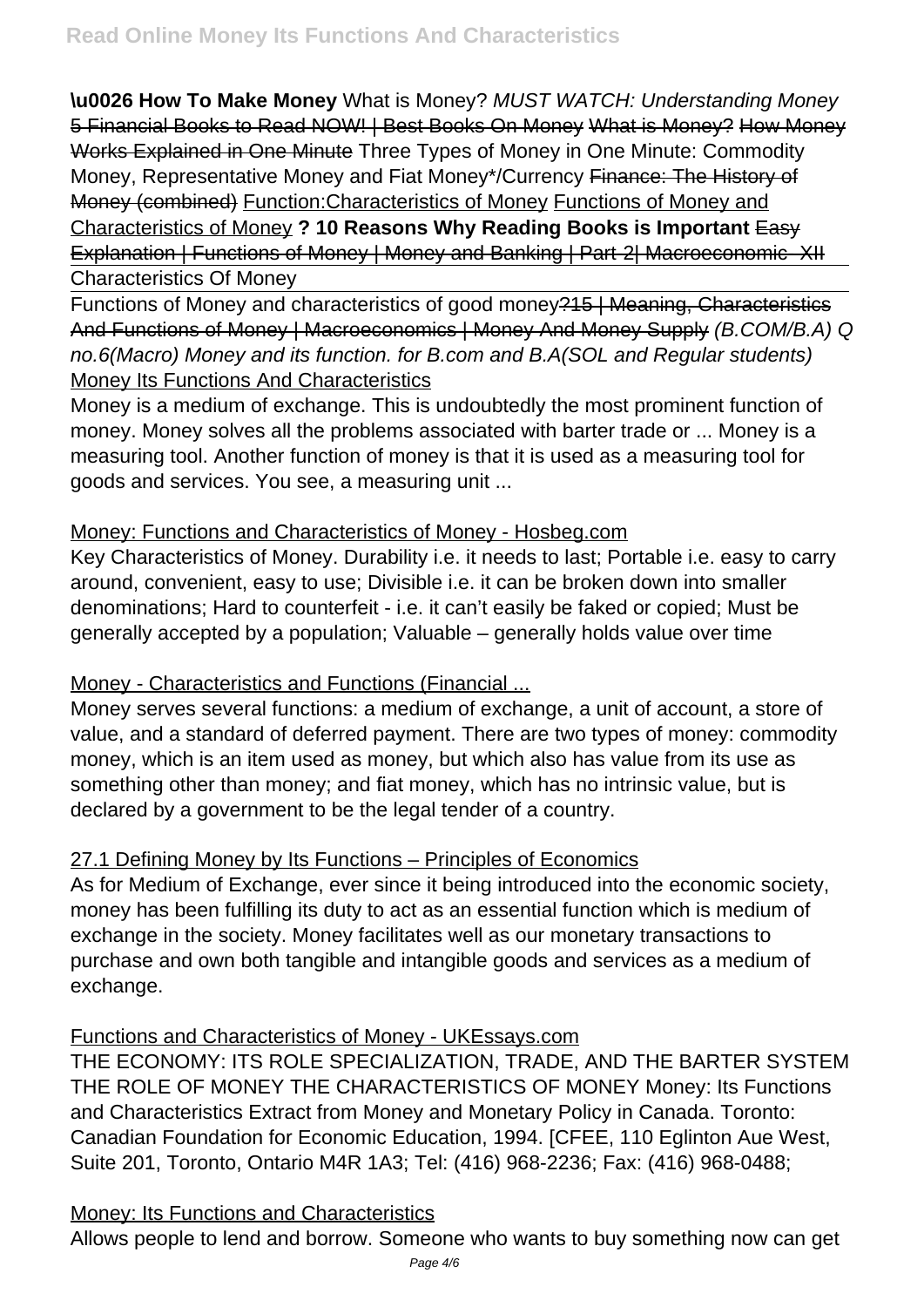**\u0026 How To Make Money** What is Money? *MUST WATCH: Understanding Money* ~~5 Financial Books to Read NOW! | Best Books On Money~~ ~~What is Money?~~ ~~How Money Works Explained in One Minute~~ Three Types of Money in One Minute: Commodity Money, Representative Money and Fiat Money*/Currency ~~Finance: The History of Money (combined)~~ Function:Characteristics of Money Functions of Money and Characteristics of Money **? 10 Reasons Why Reading Books is Important** ~~Easy Explanation | Functions of Money | Money and Banking | Part-2| Macroeconomic -XII~~

Characteristics Of Money

Functions of Money and characteristics of good money~~?15 | Meaning, Characteristics And Functions of Money | Macroeconomics | Money And Money Supply~~ *(B.COM/B.A) Q no.6(Macro) Money and its function. for B.com and B.A(SOL and Regular students)*

Money Its Functions And Characteristics

Money is a medium of exchange. This is undoubtedly the most prominent function of money. Money solves all the problems associated with barter trade or ... Money is a measuring tool. Another function of money is that it is used as a measuring tool for goods and services. You see, a measuring unit ...

Money: Functions and Characteristics of Money - Hosbeg.com

Key Characteristics of Money. Durability i.e. it needs to last; Portable i.e. easy to carry around, convenient, easy to use; Divisible i.e. it can be broken down into smaller denominations; Hard to counterfeit - i.e. it can't easily be faked or copied; Must be generally accepted by a population; Valuable – generally holds value over time

Money - Characteristics and Functions (Financial ...

Money serves several functions: a medium of exchange, a unit of account, a store of value, and a standard of deferred payment. There are two types of money: commodity money, which is an item used as money, but which also has value from its use as something other than money; and fiat money, which has no intrinsic value, but is declared by a government to be the legal tender of a country.

27.1 Defining Money by Its Functions – Principles of Economics

As for Medium of Exchange, ever since it being introduced into the economic society, money has been fulfilling its duty to act as an essential function which is medium of exchange in the society. Money facilitates well as our monetary transactions to purchase and own both tangible and intangible goods and services as a medium of exchange.

Functions and Characteristics of Money - UKEssays.com

THE ECONOMY: ITS ROLE SPECIALIZATION, TRADE, AND THE BARTER SYSTEM THE ROLE OF MONEY THE CHARACTERISTICS OF MONEY Money: Its Functions and Characteristics Extract from Money and Monetary Policy in Canada. Toronto: Canadian Foundation for Economic Education, 1994. [CFEE, 110 Eglinton Aue West, Suite 201, Toronto, Ontario M4R 1A3; Tel: (416) 968-2236; Fax: (416) 968-0488;

Money: Its Functions and Characteristics

Allows people to lend and borrow. Someone who wants to buy something now can get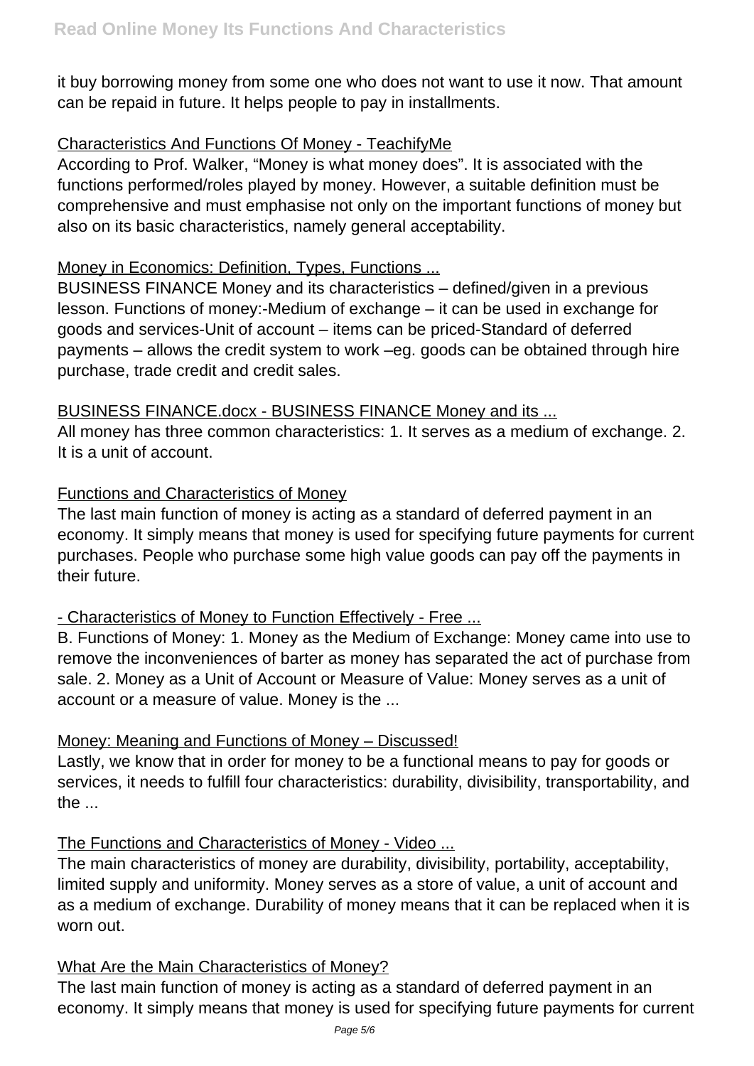it buy borrowing money from some one who does not want to use it now. That amount can be repaid in future. It helps people to pay in installments.

Characteristics And Functions Of Money - TeachifyMe

According to Prof. Walker, "Money is what money does". It is associated with the functions performed/roles played by money. However, a suitable definition must be comprehensive and must emphasise not only on the important functions of money but also on its basic characteristics, namely general acceptability.

Money in Economics: Definition, Types, Functions ...

BUSINESS FINANCE Money and its characteristics – defined/given in a previous lesson. Functions of money:-Medium of exchange – it can be used in exchange for goods and services-Unit of account – items can be priced-Standard of deferred payments – allows the credit system to work –eg. goods can be obtained through hire purchase, trade credit and credit sales.

BUSINESS FINANCE.docx - BUSINESS FINANCE Money and its ...

All money has three common characteristics: 1. It serves as a medium of exchange. 2. It is a unit of account.

Functions and Characteristics of Money

The last main function of money is acting as a standard of deferred payment in an economy. It simply means that money is used for specifying future payments for current purchases. People who purchase some high value goods can pay off the payments in their future.

- Characteristics of Money to Function Effectively - Free ...

B. Functions of Money: 1. Money as the Medium of Exchange: Money came into use to remove the inconveniences of barter as money has separated the act of purchase from sale. 2. Money as a Unit of Account or Measure of Value: Money serves as a unit of account or a measure of value. Money is the ...

Money: Meaning and Functions of Money – Discussed!

Lastly, we know that in order for money to be a functional means to pay for goods or services, it needs to fulfill four characteristics: durability, divisibility, transportability, and the ...

The Functions and Characteristics of Money - Video ...

The main characteristics of money are durability, divisibility, portability, acceptability, limited supply and uniformity. Money serves as a store of value, a unit of account and as a medium of exchange. Durability of money means that it can be replaced when it is worn out.

What Are the Main Characteristics of Money?

The last main function of money is acting as a standard of deferred payment in an economy. It simply means that money is used for specifying future payments for current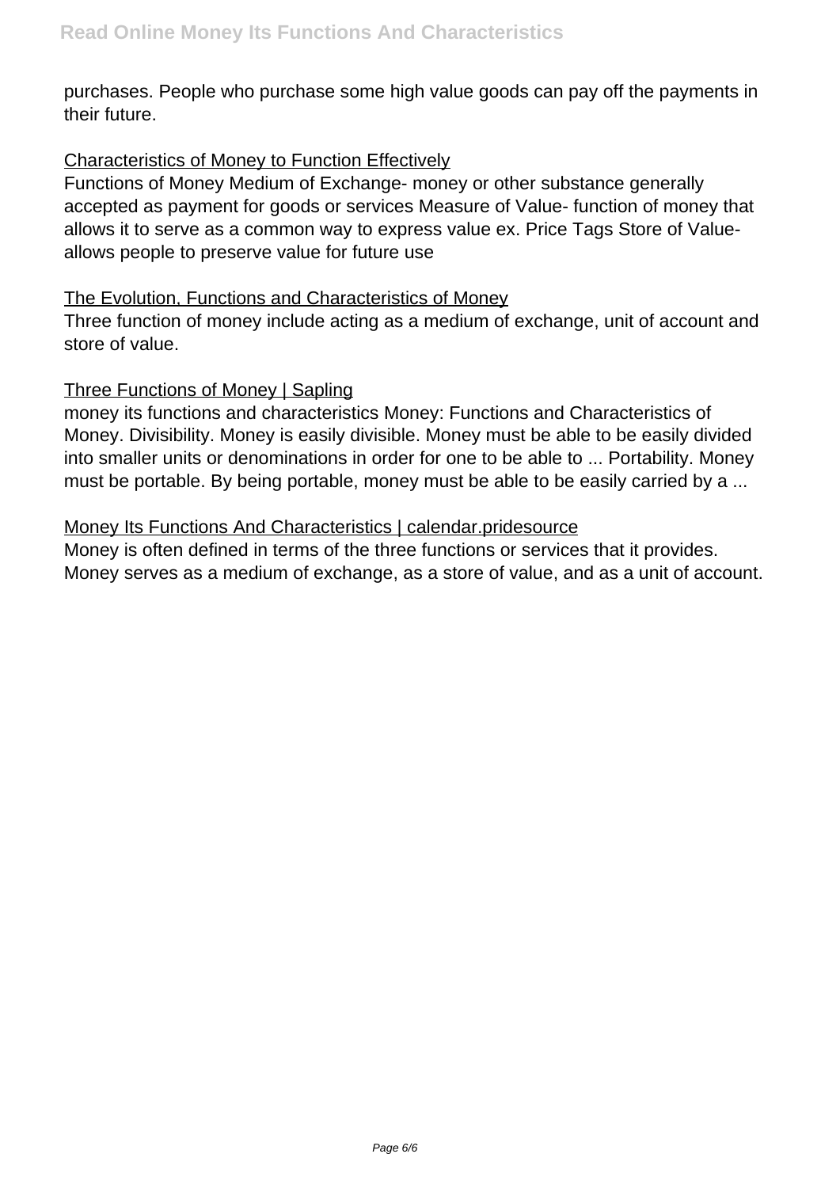purchases. People who purchase some high value goods can pay off the payments in their future.

Characteristics of Money to Function Effectively

Functions of Money Medium of Exchange- money or other substance generally accepted as payment for goods or services Measure of Value- function of money that allows it to serve as a common way to express value ex. Price Tags Store of Value-allows people to preserve value for future use

The Evolution, Functions and Characteristics of Money

Three function of money include acting as a medium of exchange, unit of account and store of value.

Three Functions of Money | Sapling

money its functions and characteristics Money: Functions and Characteristics of Money. Divisibility. Money is easily divisible. Money must be able to be easily divided into smaller units or denominations in order for one to be able to ... Portability. Money must be portable. By being portable, money must be able to be easily carried by a ...

Money Its Functions And Characteristics | calendar.pridesource

Money is often defined in terms of the three functions or services that it provides. Money serves as a medium of exchange, as a store of value, and as a unit of account.